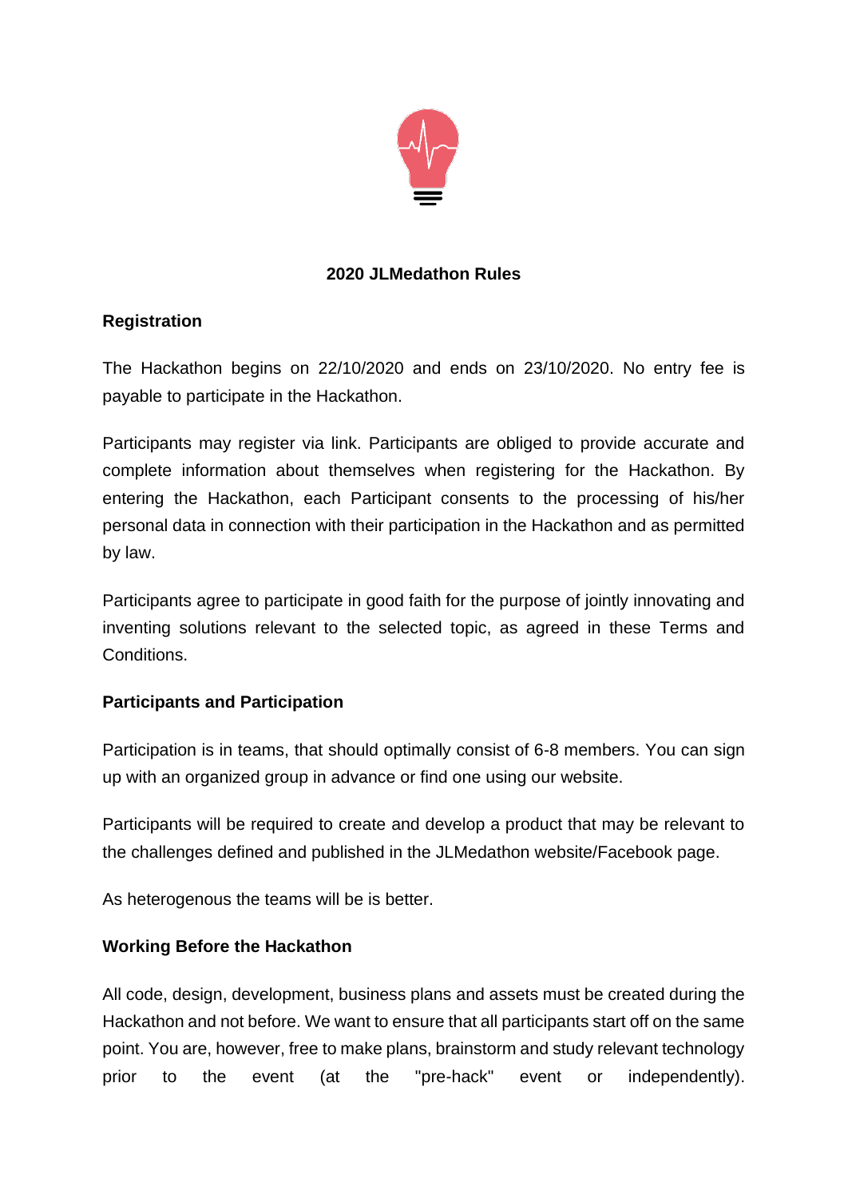# 2020 JLMedathon Rules

## Registration

The Hackathon begins on 22/10/2020 and ends on 23/10/2020. No entry fee is payable to participate in the Hackathon.

Participants may register via link. Participants are obliged to provide accurate and complete information about themselves when registering for the Hackathon. By entering the Hackathon, each Participant consents to the processing of his/her personal data in connection with their participation in the Hackathon and as permitted by law.

Participants agree to participate in good faith for the purpose of jointly innovating and inventing solutions relevant to the selected topic, as agreed in these Terms and Conditions.

## Participants and Participation

Participation is in teams, that should optimally consist of 6-8 members. You can sign up with an organized group in advance or find one using our website.

Participants will be required to create and develop a product that may be relevant to the challenges defined and published in the JLMedathon website/Facebook page.

As heterogenous the teams will be is better.

## Working Before the Hackathon

All code, design, development, business plans and assets must be created during the Hackathon and not before. We want to ensure that all participants start off on the same point. You are, however, free to make plans, brainstorm and study relevant technology prior to the event (at the "pre-hack" event or independently).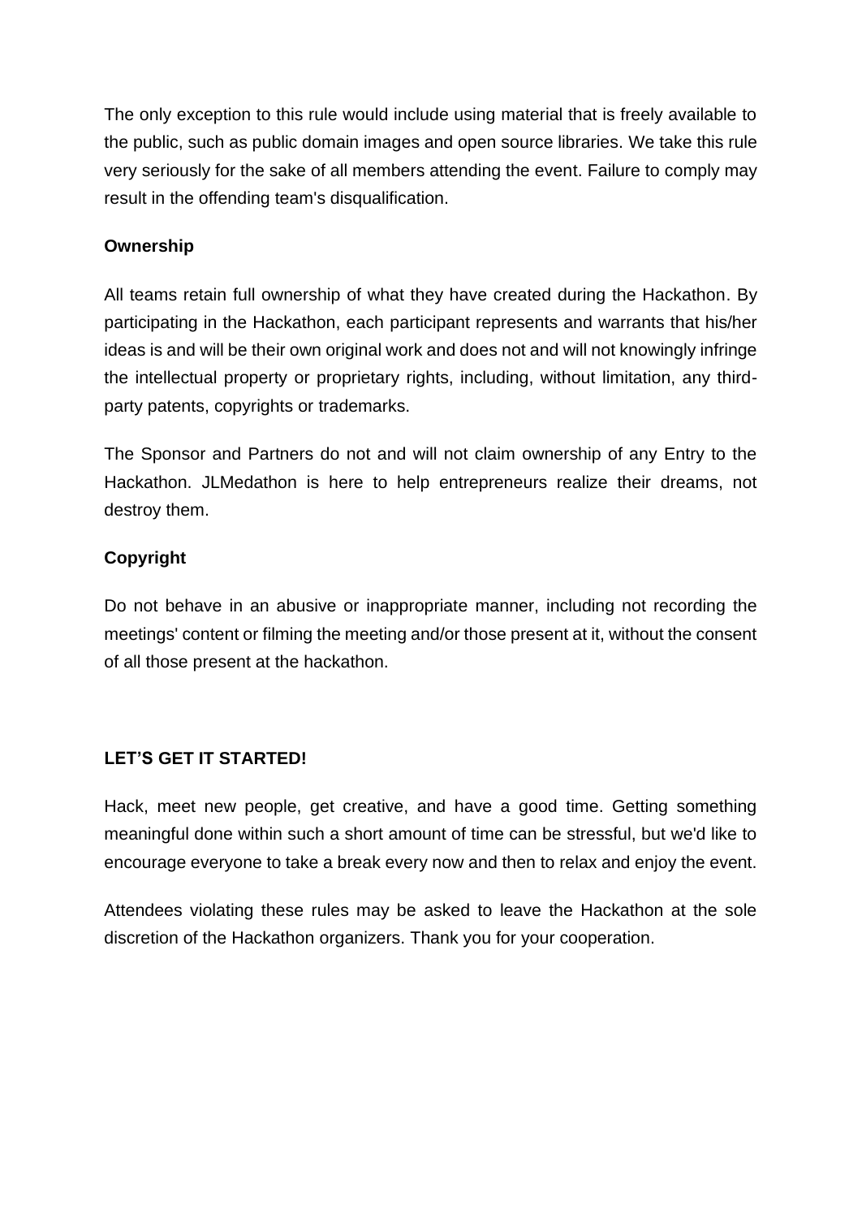The only exception to this rule would include using material that is freely available to the public, such as public domain images and open source libraries. We take this rule very seriously for the sake of all members attending the event. Failure to comply may result in the offending team's disqualification.

**Ownership**

All teams retain full ownership of what they have created during the Hackathon. By participating in the Hackathon, each participant represents and warrants that his/her ideas is and will be their own original work and does not and will not knowingly infringe the intellectual property or proprietary rights, including, without limitation, any third-party patents, copyrights or trademarks.

The Sponsor and Partners do not and will not claim ownership of any Entry to the Hackathon. JLMedathon is here to help entrepreneurs realize their dreams, not destroy them.

**Copyright**

Do not behave in an abusive or inappropriate manner, including not recording the meetings' content or filming the meeting and/or those present at it, without the consent of all those present at the hackathon.

**LET'S GET IT STARTED!**

Hack, meet new people, get creative, and have a good time. Getting something meaningful done within such a short amount of time can be stressful, but we'd like to encourage everyone to take a break every now and then to relax and enjoy the event.

Attendees violating these rules may be asked to leave the Hackathon at the sole discretion of the Hackathon organizers. Thank you for your cooperation.